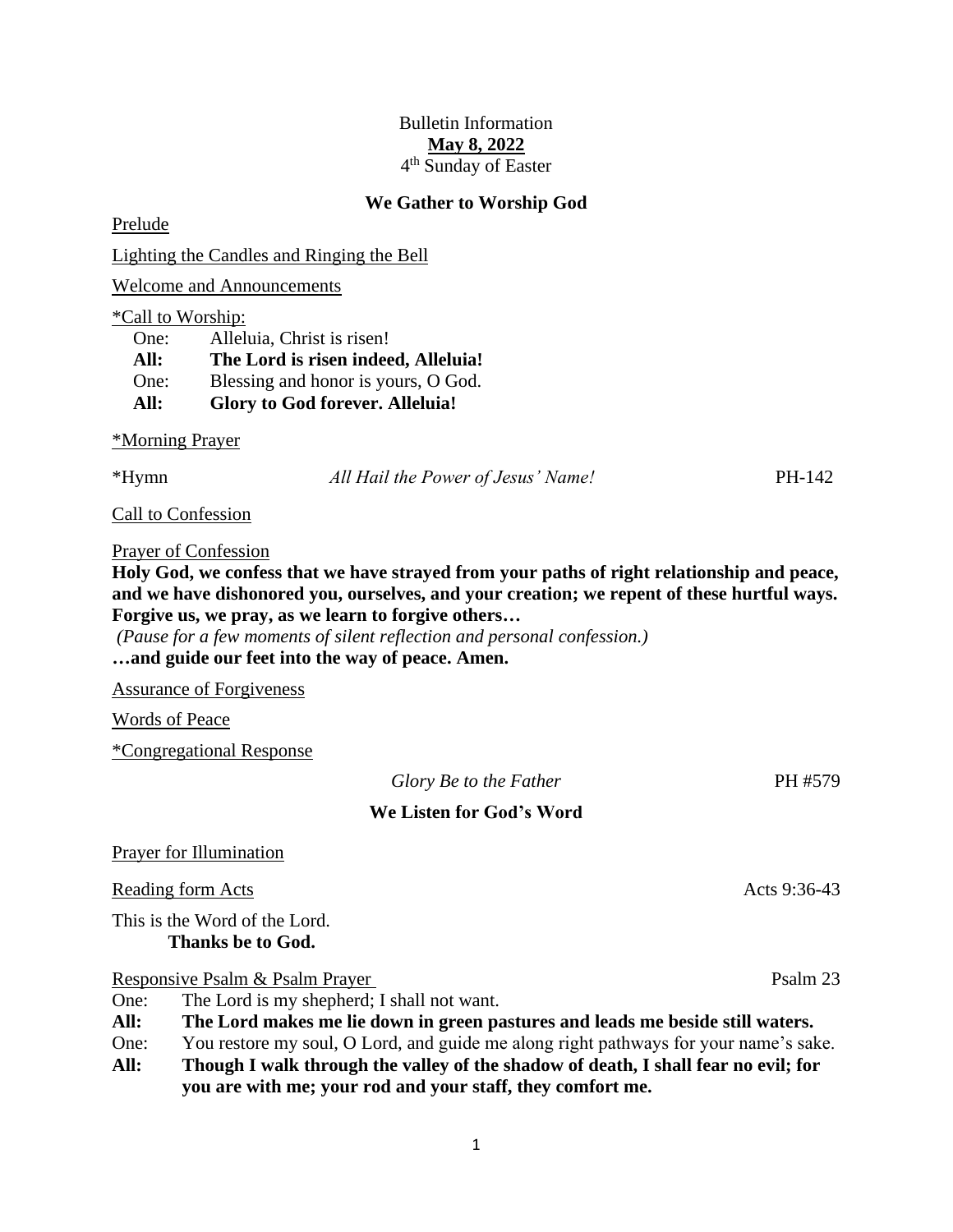Bulletin Information

**May 8, 2022**

4th Sunday of Easter

## We Gather to Worship God

Prelude

Lighting the Candles and Ringing the Bell

Welcome and Announcements

*Call to Worship:

One: Alleluia, Christ is risen!

**All: The Lord is risen indeed, Alleluia!**

One: Blessing and honor is yours, O God.

**All: Glory to God forever. Alleluia!**

*Morning Prayer

*Hymn *All Hail the Power of Jesus' Name!* PH-142

Call to Confession

Prayer of Confession

**Holy God, we confess that we have strayed from your paths of right relationship and peace, and we have dishonored you, ourselves, and your creation; we repent of these hurtful ways. Forgive us, we pray, as we learn to forgive others…**

*(Pause for a few moments of silent reflection and personal confession.)*

**…and guide our feet into the way of peace. Amen.**

Assurance of Forgiveness

Words of Peace

*Congregational Response

*Glory Be to the Father* PH #579

## We Listen for God's Word

Prayer for Illumination

Reading form Acts Acts 9:36-43

This is the Word of the Lord.

**Thanks be to God.**

Responsive Psalm & Psalm Prayer Psalm 23

One: The Lord is my shepherd; I shall not want.

**All: The Lord makes me lie down in green pastures and leads me beside still waters.**

One: You restore my soul, O Lord, and guide me along right pathways for your name's sake.

**All: Though I walk through the valley of the shadow of death, I shall fear no evil; for you are with me; your rod and your staff, they comfort me.**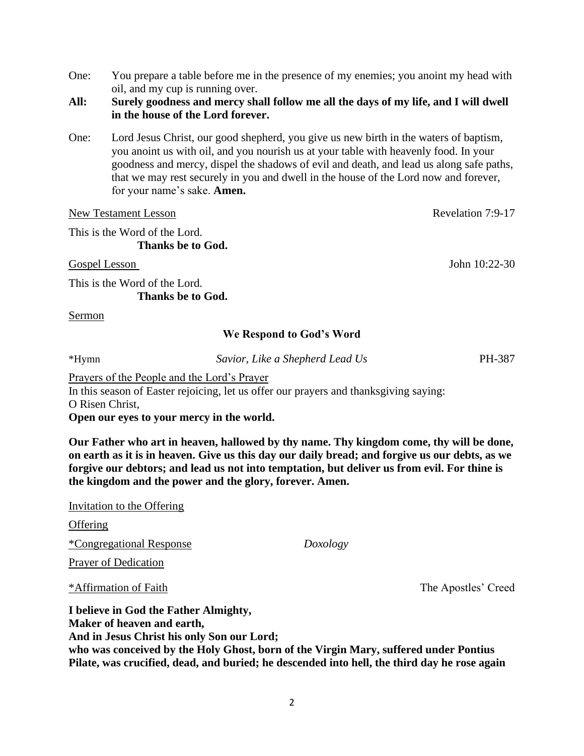One: You prepare a table before me in the presence of my enemies; you anoint my head with oil, and my cup is running over.

**All: Surely goodness and mercy shall follow me all the days of my life, and I will dwell in the house of the Lord forever.**

One: Lord Jesus Christ, our good shepherd, you give us new birth in the waters of baptism, you anoint us with oil, and you nourish us at your table with heavenly food. In your goodness and mercy, dispel the shadows of evil and death, and lead us along safe paths, that we may rest securely in you and dwell in the house of the Lord now and forever, for your name's sake. **Amen.**

New Testament Lesson — Revelation 7:9-17

This is the Word of the Lord.
**Thanks be to God.**

Gospel Lesson — John 10:22-30

This is the Word of the Lord.
**Thanks be to God.**

Sermon

## We Respond to God's Word

*Hymn — *Savior, Like a Shepherd Lead Us* — PH-387

Prayers of the People and the Lord's Prayer

In this season of Easter rejoicing, let us offer our prayers and thanksgiving saying:
O Risen Christ,
**Open our eyes to your mercy in the world.**

**Our Father who art in heaven, hallowed by thy name. Thy kingdom come, thy will be done, on earth as it is in heaven. Give us this day our daily bread; and forgive us our debts, as we forgive our debtors; and lead us not into temptation, but deliver us from evil. For thine is the kingdom and the power and the glory, forever. Amen.**

Invitation to the Offering

Offering

*Congregational Response — *Doxology*

Prayer of Dedication

*Affirmation of Faith — The Apostles' Creed

**I believe in God the Father Almighty,**
**Maker of heaven and earth,**
**And in Jesus Christ his only Son our Lord;**
**who was conceived by the Holy Ghost, born of the Virgin Mary, suffered under Pontius Pilate, was crucified, dead, and buried; he descended into hell, the third day he rose again**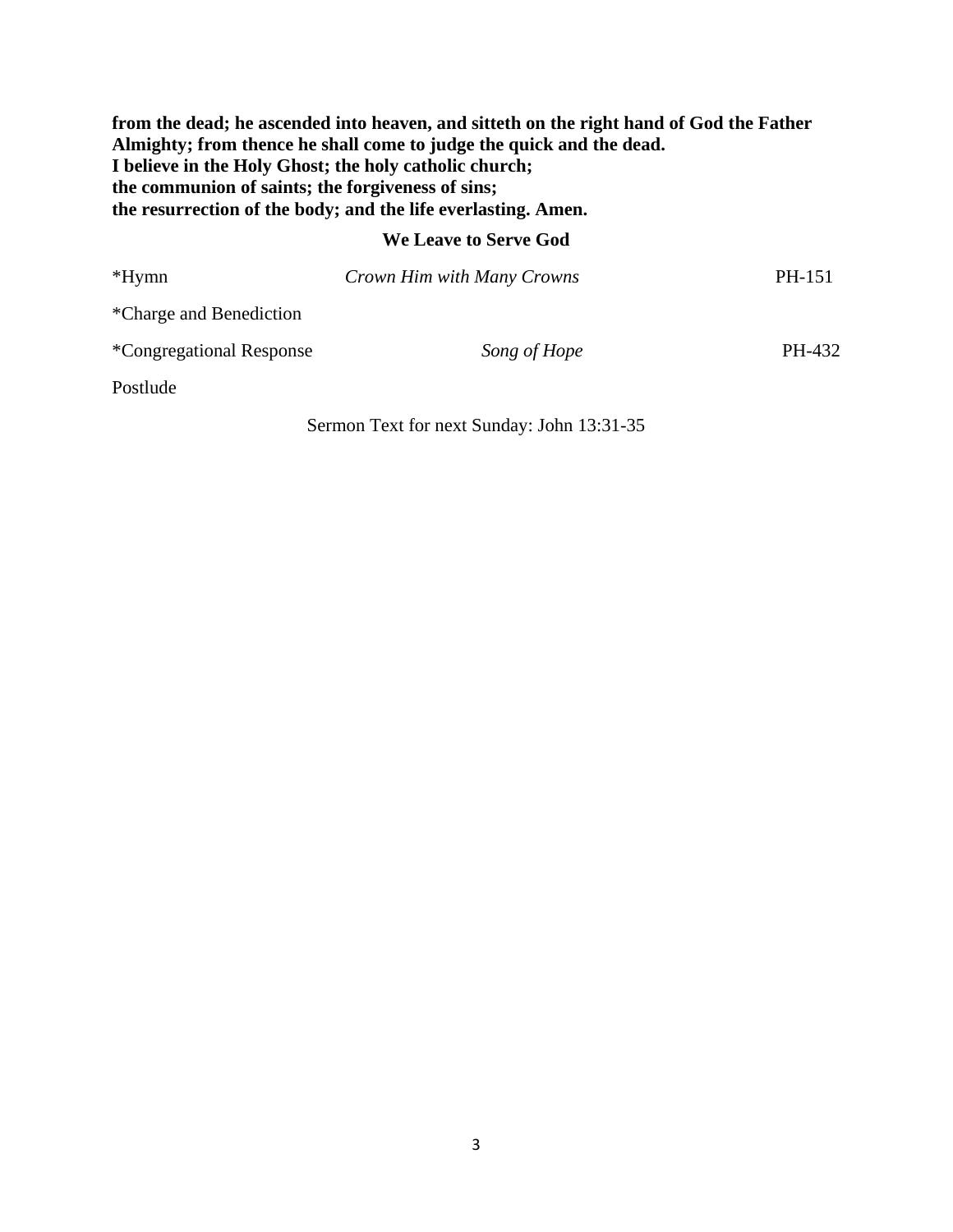**from the dead; he ascended into heaven, and sitteth on the right hand of God the Father Almighty; from thence he shall come to judge the quick and the dead.**
**I believe in the Holy Ghost; the holy catholic church;**
**the communion of saints; the forgiveness of sins;**
**the resurrection of the body; and the life everlasting. Amen.**

## We Leave to Serve God

| | | |
|---|---|---|
| *Hymn | *Crown Him with Many Crowns* | PH-151 |
| *Charge and Benediction | | |
| *Congregational Response | *Song of Hope* | PH-432 |
| Postlude | | |

Sermon Text for next Sunday: John 13:31-35